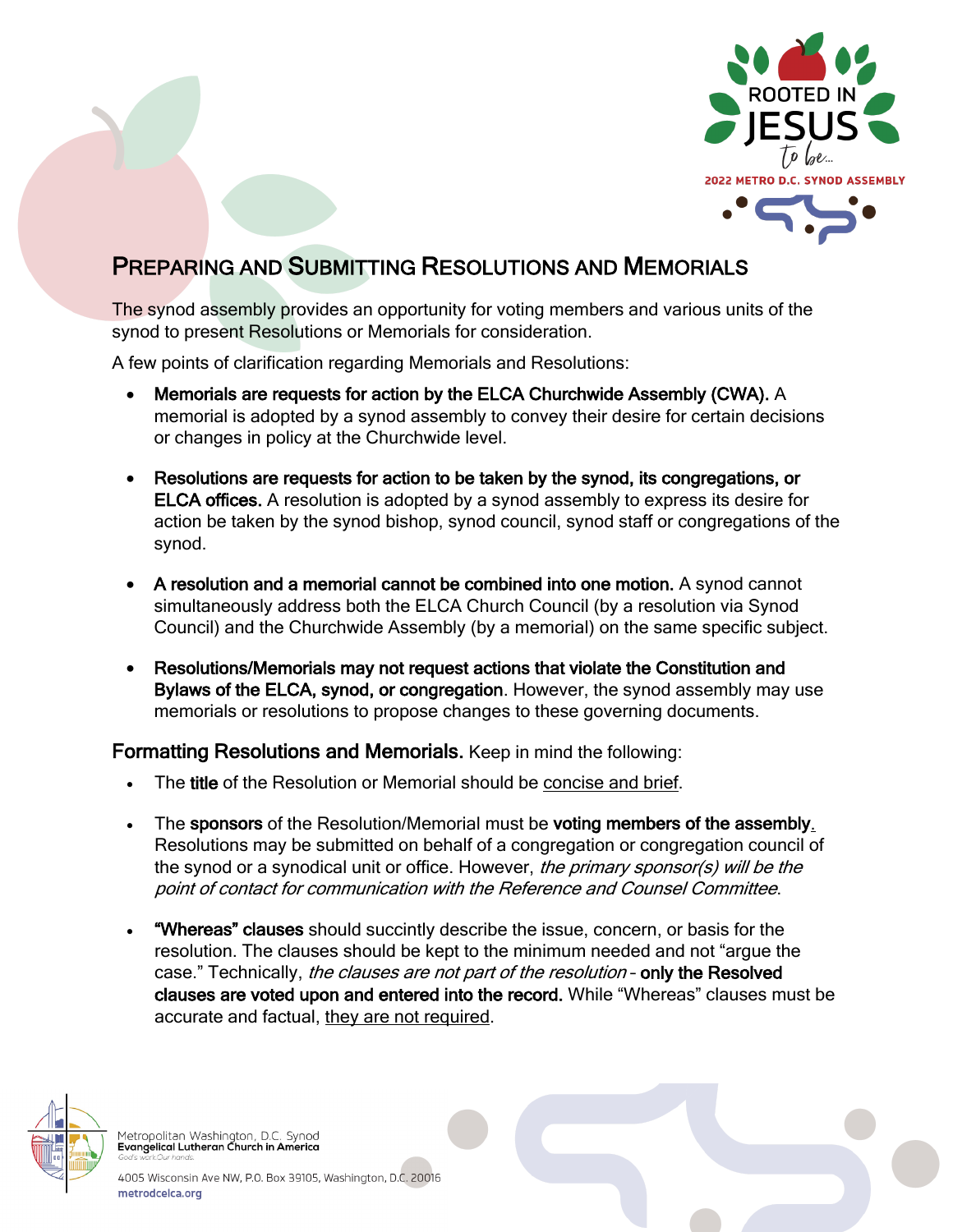# PREPARING AND SUBMITTING RESOLUTIONS AND MEMORIALS

The synod assembly provides an opportunity for voting members and various units of the synod to present Resolutions or Memorials for consideration.

A few points of clarification regarding Memorials and Resolutions:

- **Memorials are requests for action by the ELCA Churchwide Assembly (CWA).** A memorial is adopted by a synod assembly to convey their desire for certain decisions or changes in policy at the Churchwide level.
- **Resolutions are requests for action to be taken by the synod, its congregations, or ELCA offices.** A resolution is adopted by a synod assembly to express its desire for action be taken by the synod bishop, synod council, synod staff or congregations of the synod.
- **A resolution and a memorial cannot be combined into one motion.** A synod cannot simultaneously address both the ELCA Church Council (by a resolution via Synod Council) and the Churchwide Assembly (by a memorial) on the same specific subject.
- **Resolutions/Memorials may not request actions that violate the Constitution and Bylaws of the ELCA, synod, or congregation**. However, the synod assembly may use memorials or resolutions to propose changes to these governing documents.

**Formatting Resolutions and Memorials.** Keep in mind the following:

- The **title** of the Resolution or Memorial should be concise and brief.
- The **sponsors** of the Resolution/Memorial must be **voting members of the assembly**. Resolutions may be submitted on behalf of a congregation or congregation council of the synod or a synodical unit or office. However, *the primary sponsor(s) will be the point of contact for communication with the Reference and Counsel Committee*.
- **"Whereas" clauses** should succinctly describe the issue, concern, or basis for the resolution. The clauses should be kept to the minimum needed and not "argue the case." Technically, *the clauses are not part of the resolution* – **only the Resolved clauses are voted upon and entered into the record.** While "Whereas" clauses must be accurate and factual, they are not required.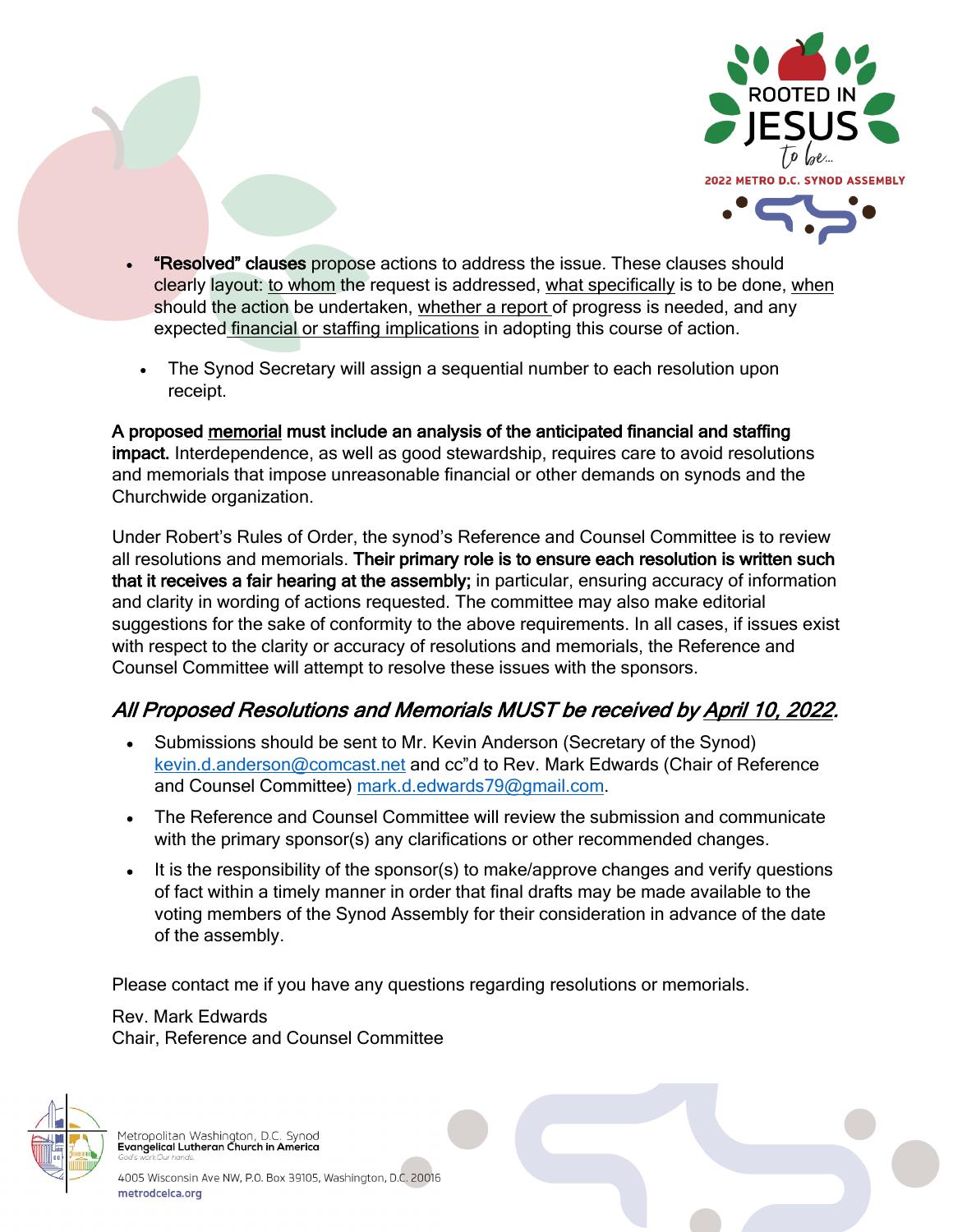- **"Resolved" clauses** propose actions to address the issue. These clauses should clearly layout: to whom the request is addressed, what specifically is to be done, when should the action be undertaken, whether a report of progress is needed, and any expected financial or staffing implications in adopting this course of action.

- The Synod Secretary will assign a sequential number to each resolution upon receipt.

**A proposed memorial must include an analysis of the anticipated financial and staffing impact.** Interdependence, as well as good stewardship, requires care to avoid resolutions and memorials that impose unreasonable financial or other demands on synods and the Churchwide organization.

Under Robert's Rules of Order, the synod's Reference and Counsel Committee is to review all resolutions and memorials. **Their primary role is to ensure each resolution is written such that it receives a fair hearing at the assembly;** in particular, ensuring accuracy of information and clarity in wording of actions requested. The committee may also make editorial suggestions for the sake of conformity to the above requirements. In all cases, if issues exist with respect to the clarity or accuracy of resolutions and memorials, the Reference and Counsel Committee will attempt to resolve these issues with the sponsors.

## *All Proposed Resolutions and Memorials MUST be received by April 10, 2022.*

- Submissions should be sent to Mr. Kevin Anderson (Secretary of the Synod) kevin.d.anderson@comcast.net and cc"d to Rev. Mark Edwards (Chair of Reference and Counsel Committee) mark.d.edwards79@gmail.com.
- The Reference and Counsel Committee will review the submission and communicate with the primary sponsor(s) any clarifications or other recommended changes.
- It is the responsibility of the sponsor(s) to make/approve changes and verify questions of fact within a timely manner in order that final drafts may be made available to the voting members of the Synod Assembly for their consideration in advance of the date of the assembly.

Please contact me if you have any questions regarding resolutions or memorials.

Rev. Mark Edwards
Chair, Reference and Counsel Committee